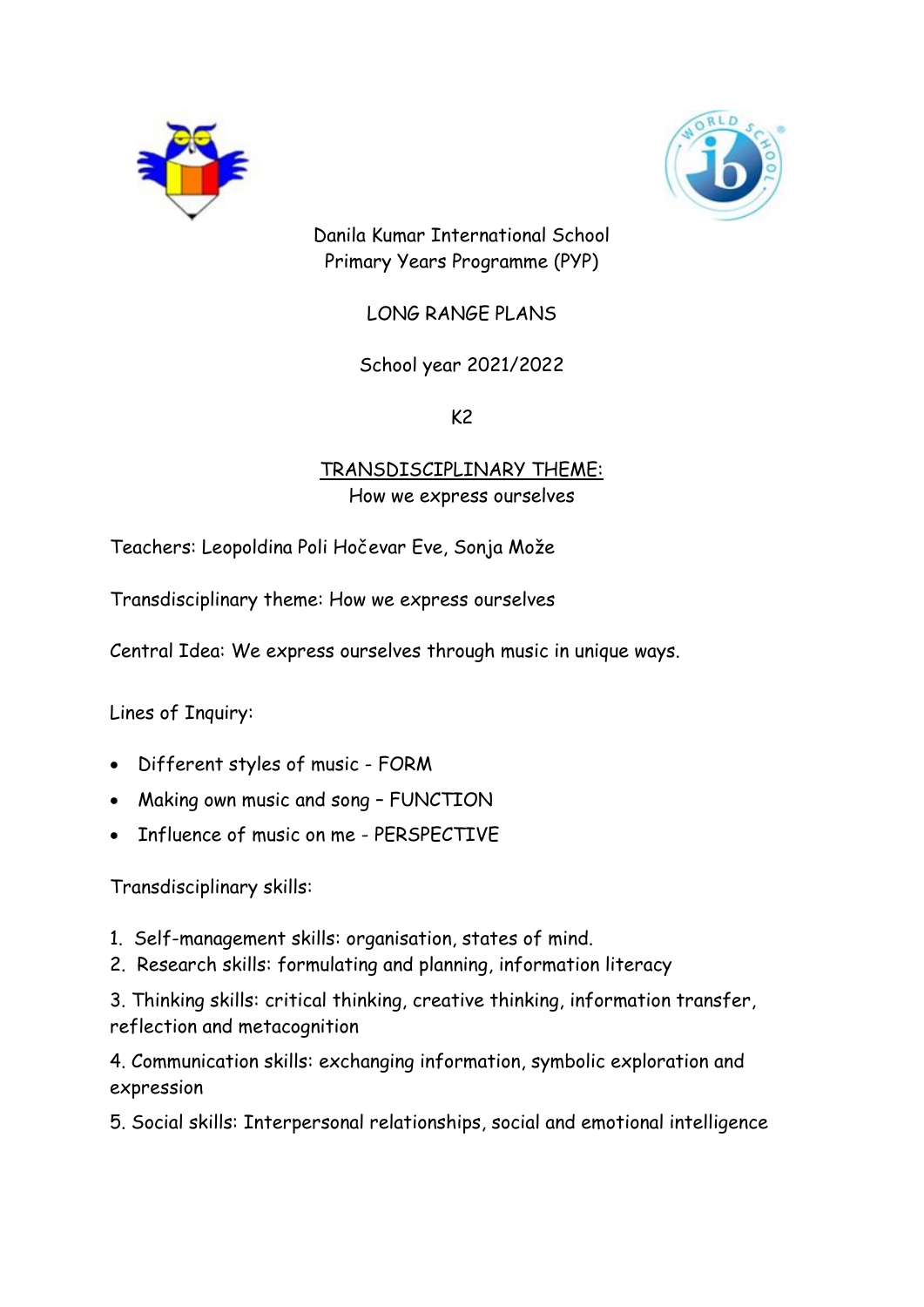Danila Kumar International School
Primary Years Programme (PYP)

LONG RANGE PLANS

School year 2021/2022

K2

TRANSDISCIPLINARY THEME:
How we express ourselves

Teachers: Leopoldina Poli Hočevar Eve, Sonja Može

Transdisciplinary theme: How we express ourselves

Central Idea: We express ourselves through music in unique ways.

Lines of Inquiry:

- Different styles of music - FORM
- Making own music and song – FUNCTION
- Influence of music on me - PERSPECTIVE

Transdisciplinary skills:

1. Self-management skills: organisation, states of mind.
2. Research skills: formulating and planning, information literacy
3. Thinking skills: critical thinking, creative thinking, information transfer, reflection and metacognition
4. Communication skills: exchanging information, symbolic exploration and expression
5. Social skills: Interpersonal relationships, social and emotional intelligence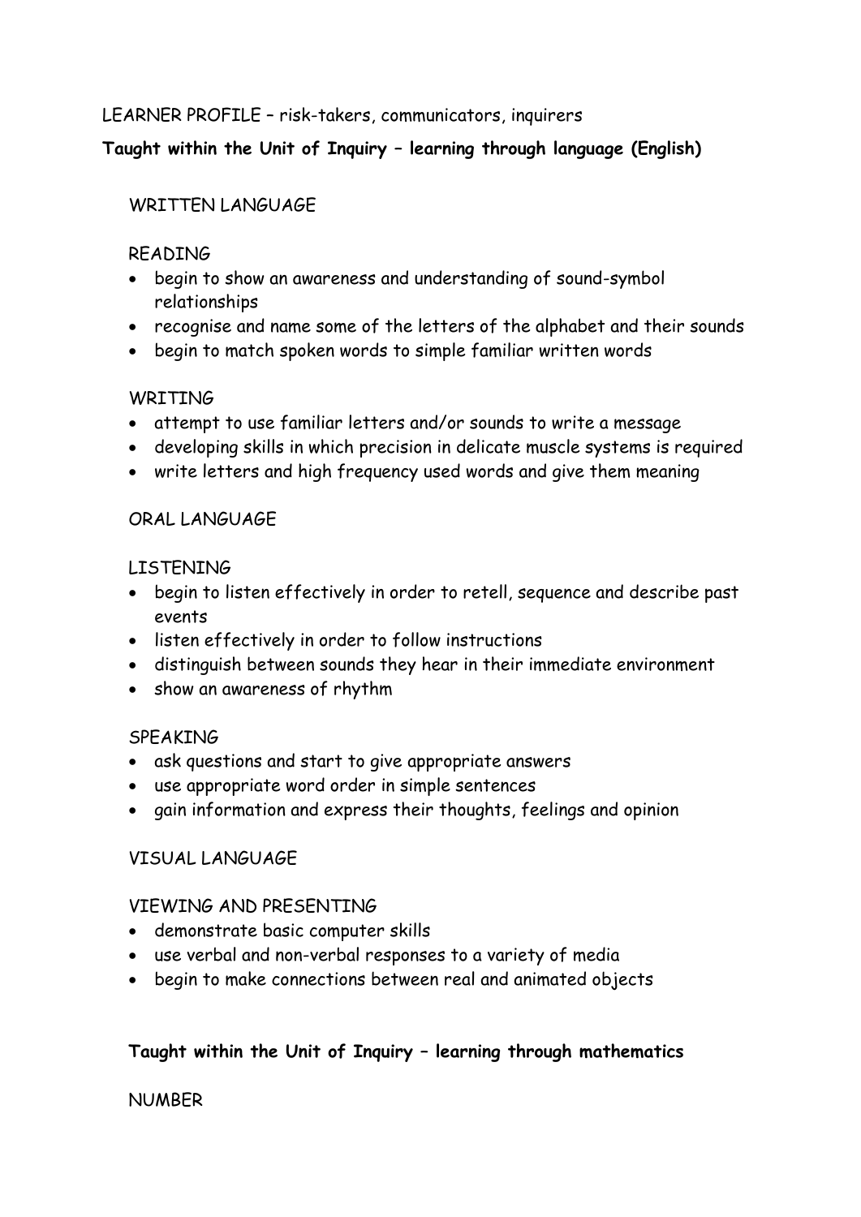LEARNER PROFILE – risk-takers, communicators, inquirers

**Taught within the Unit of Inquiry – learning through language (English)**

WRITTEN LANGUAGE

READING

- begin to show an awareness and understanding of sound-symbol relationships
- recognise and name some of the letters of the alphabet and their sounds
- begin to match spoken words to simple familiar written words

WRITING

- attempt to use familiar letters and/or sounds to write a message
- developing skills in which precision in delicate muscle systems is required
- write letters and high frequency used words and give them meaning

ORAL LANGUAGE

LISTENING

- begin to listen effectively in order to retell, sequence and describe past events
- listen effectively in order to follow instructions
- distinguish between sounds they hear in their immediate environment
- show an awareness of rhythm

SPEAKING

- ask questions and start to give appropriate answers
- use appropriate word order in simple sentences
- gain information and express their thoughts, feelings and opinion

VISUAL LANGUAGE

VIEWING AND PRESENTING

- demonstrate basic computer skills
- use verbal and non-verbal responses to a variety of media
- begin to make connections between real and animated objects

**Taught within the Unit of Inquiry – learning through mathematics**

NUMBER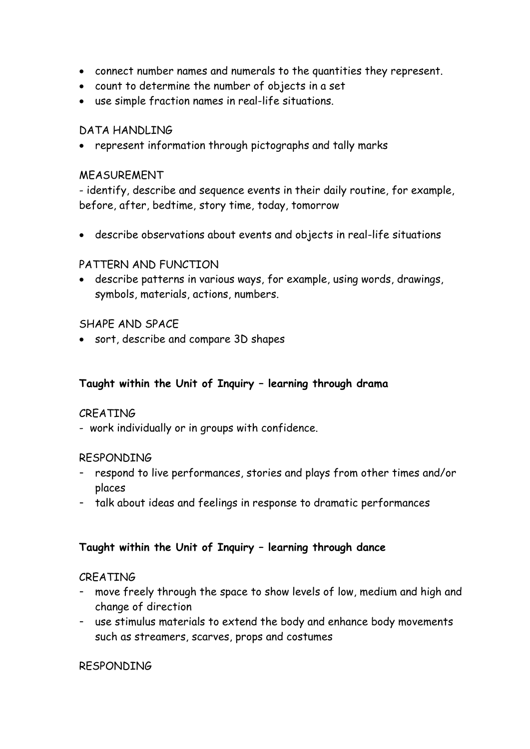- connect number names and numerals to the quantities they represent.
- count to determine the number of objects in a set
- use simple fraction names in real-life situations.

DATA HANDLING

- represent information through pictographs and tally marks

MEASUREMENT

- identify, describe and sequence events in their daily routine, for example, before, after, bedtime, story time, today, tomorrow

- describe observations about events and objects in real-life situations

PATTERN AND FUNCTION

- describe patterns in various ways, for example, using words, drawings, symbols, materials, actions, numbers.

SHAPE AND SPACE

- sort, describe and compare 3D shapes

**Taught within the Unit of Inquiry – learning through drama**

CREATING

- work individually or in groups with confidence.

RESPONDING

- respond to live performances, stories and plays from other times and/or places
- talk about ideas and feelings in response to dramatic performances

**Taught within the Unit of Inquiry – learning through dance**

CREATING

- move freely through the space to show levels of low, medium and high and change of direction
- use stimulus materials to extend the body and enhance body movements such as streamers, scarves, props and costumes

RESPONDING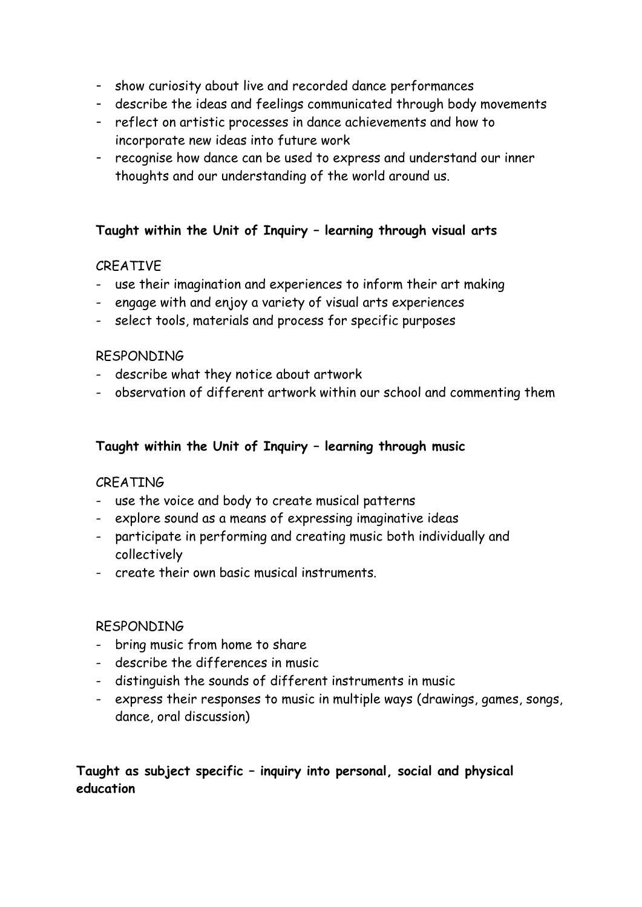- show curiosity about live and recorded dance performances
- describe the ideas and feelings communicated through body movements
- reflect on artistic processes in dance achievements and how to incorporate new ideas into future work
- recognise how dance can be used to express and understand our inner thoughts and our understanding of the world around us.

**Taught within the Unit of Inquiry – learning through visual arts**

CREATIVE

- use their imagination and experiences to inform their art making
- engage with and enjoy a variety of visual arts experiences
- select tools, materials and process for specific purposes

RESPONDING

- describe what they notice about artwork
- observation of different artwork within our school and commenting them

**Taught within the Unit of Inquiry – learning through music**

CREATING

- use the voice and body to create musical patterns
- explore sound as a means of expressing imaginative ideas
- participate in performing and creating music both individually and collectively
- create their own basic musical instruments.

RESPONDING

- bring music from home to share
- describe the differences in music
- distinguish the sounds of different instruments in music
- express their responses to music in multiple ways (drawings, games, songs, dance, oral discussion)

**Taught as subject specific – inquiry into personal, social and physical education**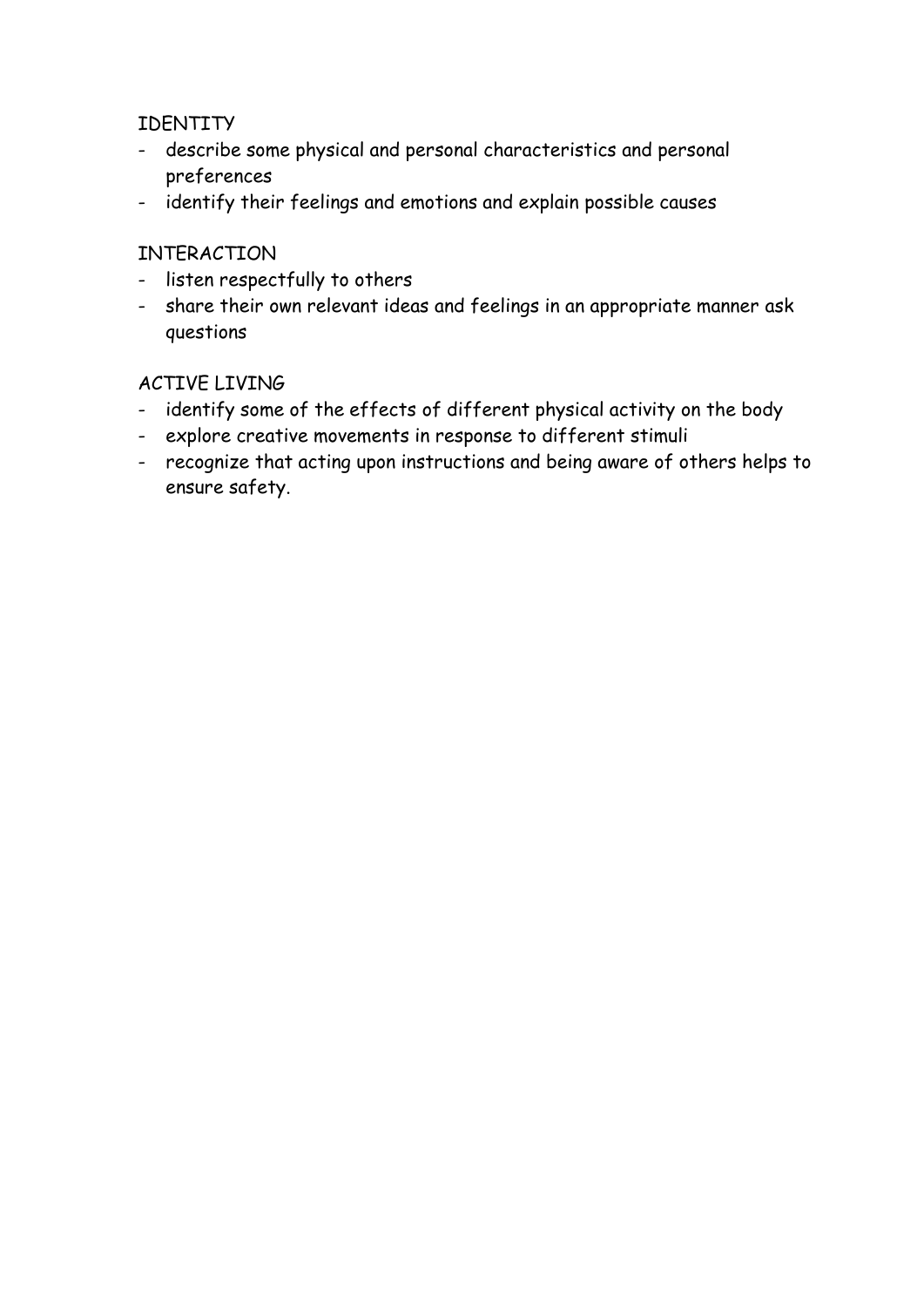IDENTITY

- describe some physical and personal characteristics and personal preferences
- identify their feelings and emotions and explain possible causes

INTERACTION

- listen respectfully to others
- share their own relevant ideas and feelings in an appropriate manner ask questions

ACTIVE LIVING

- identify some of the effects of different physical activity on the body
- explore creative movements in response to different stimuli
- recognize that acting upon instructions and being aware of others helps to ensure safety.